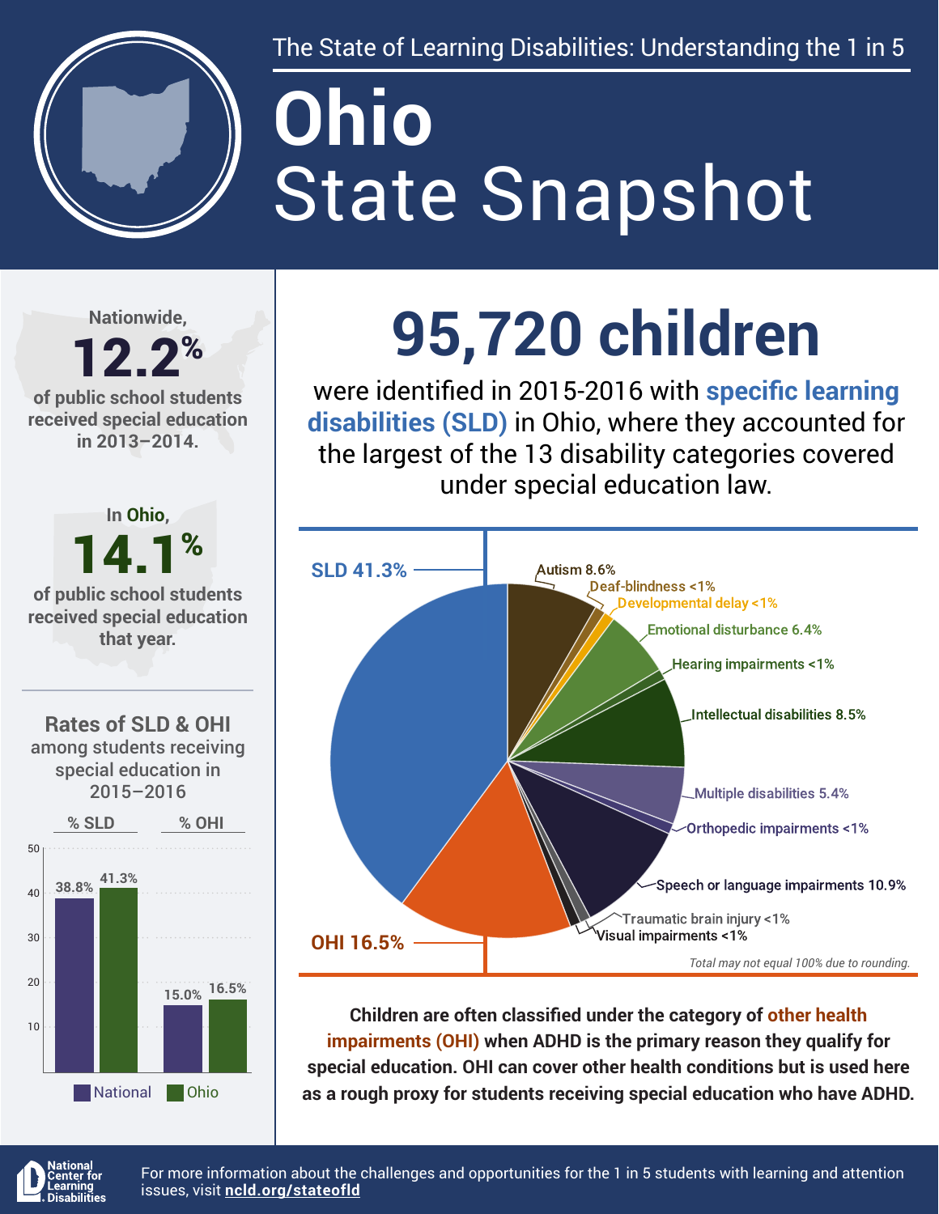The State of Learning Disabilities: Understanding the 1 in 5

# Ohio
# State Snapshot

Nationwide, **12.2%** of public school students received special education in 2013–2014.

In Ohio, **14.1%** of public school students received special education that year.

## Rates of SLD & OHI among students receiving special education in 2015–2016

| | % SLD | % OHI |
|---|---|---|
| National | 38.8% | 15.0% |
| Ohio | 41.3% | 16.5% |

## 95,720 children

were identified in 2015-2016 with **specific learning disabilities (SLD)** in Ohio, where they accounted for the largest of the 13 disability categories covered under special education law.

| Category | Percent |
|---|---|
| SLD | 41.3% |
| OHI | 16.5% |
| Autism | 8.6% |
| Deaf-blindness | <1% |
| Developmental delay | <1% |
| Emotional disturbance | 6.4% |
| Hearing impairments | <1% |
| Intellectual disabilities | 8.5% |
| Multiple disabilities | 5.4% |
| Orthopedic impairments | <1% |
| Speech or language impairments | 10.9% |
| Traumatic brain injury | <1% |
| Visual impairments | <1% |

*Total may not equal 100% due to rounding.*

**Children are often classified under the category of other health impairments (OHI) when ADHD is the primary reason they qualify for special education. OHI can cover other health conditions but is used here as a rough proxy for students receiving special education who have ADHD.**

National Center for Learning Disabilities

For more information about the challenges and opportunities for the 1 in 5 students with learning and attention issues, visit **ncld.org/stateofld**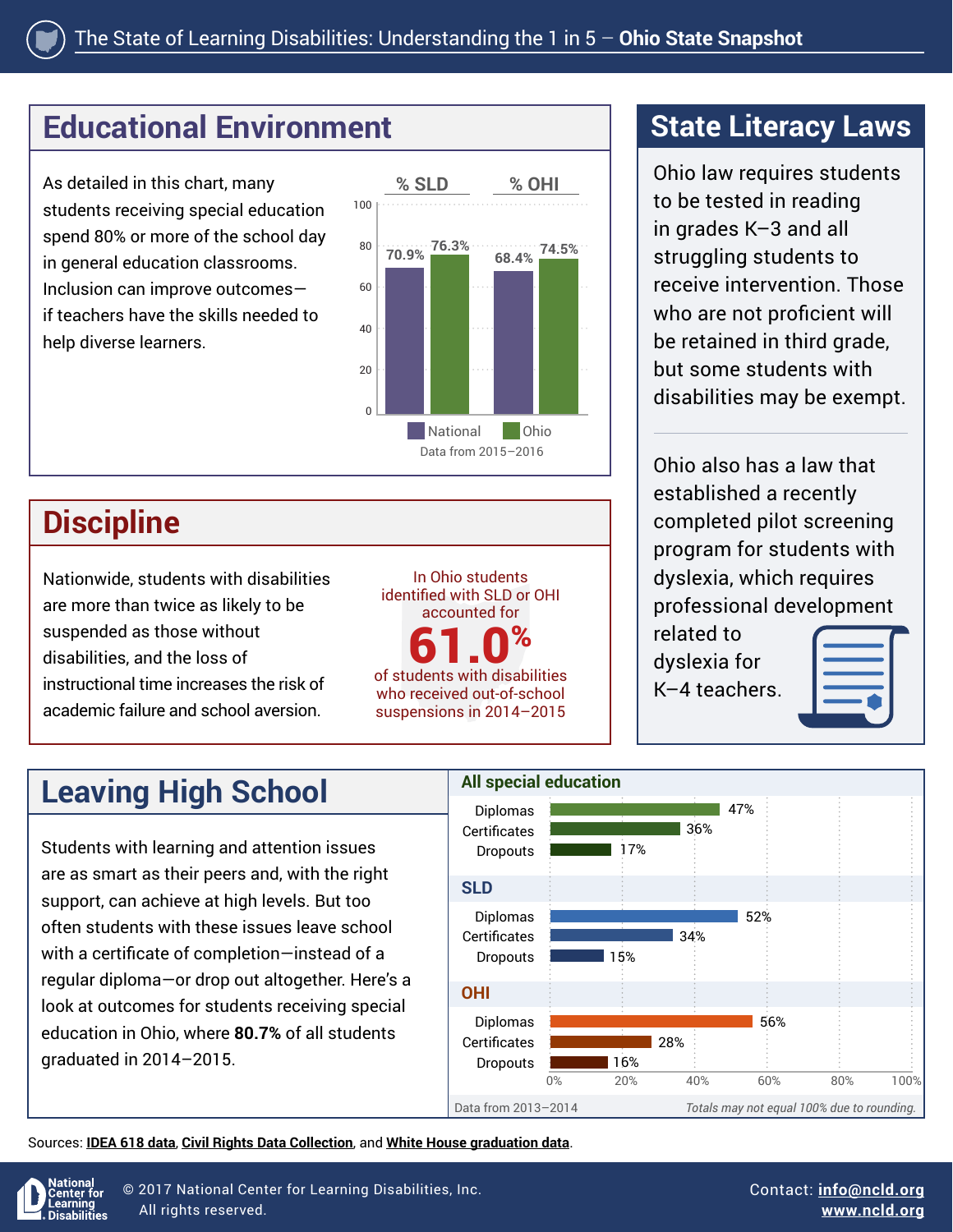# The State of Learning Disabilities: Understanding the 1 in 5 – **Ohio State Snapshot**

## Educational Environment

As detailed in this chart, many students receiving special education spend 80% or more of the school day in general education classrooms. Inclusion can improve outcomes—if teachers have the skills needed to help diverse learners.

% SLD
% OHI

100
80
60
40
20
0

70.9%
76.3%
68.4%
74.5%

National
Ohio

Data from 2015–2016

## State Literacy Laws

Ohio law requires students to be tested in reading in grades K–3 and all struggling students to receive intervention. Those who are not proficient will be retained in third grade, but some students with disabilities may be exempt.

Ohio also has a law that established a recently completed pilot screening program for students with dyslexia, which requires professional development related to dyslexia for K–4 teachers.

## Discipline

Nationwide, students with disabilities are more than twice as likely to be suspended as those without disabilities, and the loss of instructional time increases the risk of academic failure and school aversion.

In Ohio students identified with SLD or OHI accounted for

**61.0%**

of students with disabilities who received out-of-school suspensions in 2014–2015

## Leaving High School

Students with learning and attention issues are as smart as their peers and, with the right support, can achieve at high levels. But too often students with these issues leave school with a certificate of completion—instead of a regular diploma—or drop out altogether. Here's a look at outcomes for students receiving special education in Ohio, where **80.7%** of all students graduated in 2014–2015.

**All special education**

Diplomas 47%
Certificates 36%
Dropouts 17%

**SLD**

Diplomas 52%
Certificates 34%
Dropouts 15%

**OHI**

Diplomas 56%
Certificates 28%
Dropouts 16%

0% 20% 40% 60% 80% 100%

Data from 2013–2014

*Totals may not equal 100% due to rounding.*

Sources: **IDEA 618 data**, **Civil Rights Data Collection**, and **White House graduation data**.

National Center for Learning Disabilities

© 2017 National Center for Learning Disabilities, Inc. All rights reserved.

Contact: **info@ncld.org** **www.ncld.org**